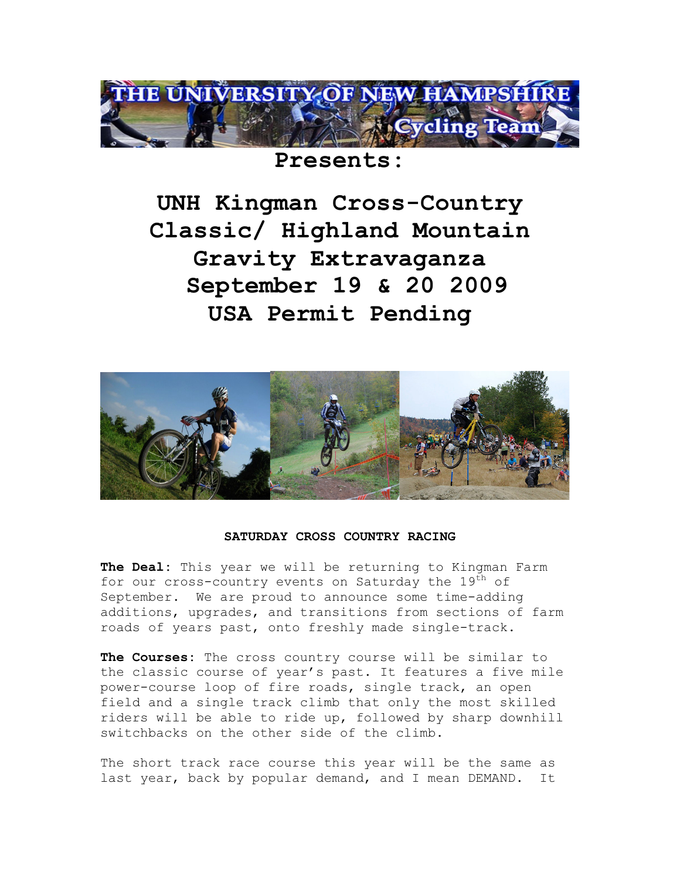THE UNIVERSITY OF NEW HAMPSHIRE Cycling Team

Presents:

# UNH Kingman Cross-Country Classic/ Highland Mountain Gravity Extravaganza September 19 & 20 2009 USA Permit Pending

## SATURDAY CROSS COUNTRY RACING

**The Deal**: This year we will be returning to Kingman Farm for our cross-country events on Saturday the 19th of September. We are proud to announce some time-adding additions, upgrades, and transitions from sections of farm roads of years past, onto freshly made single-track.

**The Courses**: The cross country course will be similar to the classic course of year's past. It features a five mile power-course loop of fire roads, single track, an open field and a single track climb that only the most skilled riders will be able to ride up, followed by sharp downhill switchbacks on the other side of the climb.

The short track race course this year will be the same as last year, back by popular demand, and I mean DEMAND. It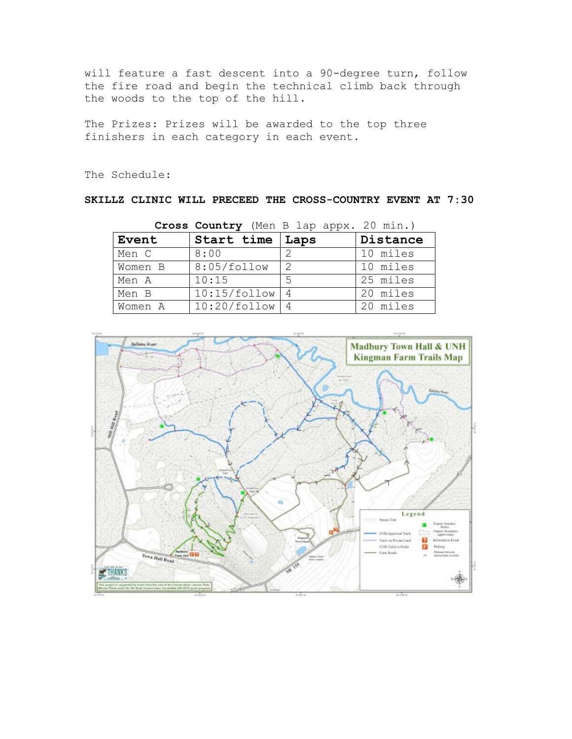will feature a fast descent into a 90-degree turn, follow the fire road and begin the technical climb back through the woods to the top of the hill.

The Prizes: Prizes will be awarded to the top three finishers in each category in each event.

The Schedule:

**SKILLZ CLINIC WILL PRECEED THE CROSS-COUNTRY EVENT AT 7:30**

**Cross Country** (Men B lap appx. 20 min.)

| Event | Start time | Laps | Distance |
|---|---|---|---|
| Men C | 8:00 | 2 | 10 miles |
| Women B | 8:05/follow | 2 | 10 miles |
| Men A | 10:15 | 5 | 25 miles |
| Men B | 10:15/follow | 4 | 20 miles |
| Women A | 10:20/follow | 4 | 20 miles |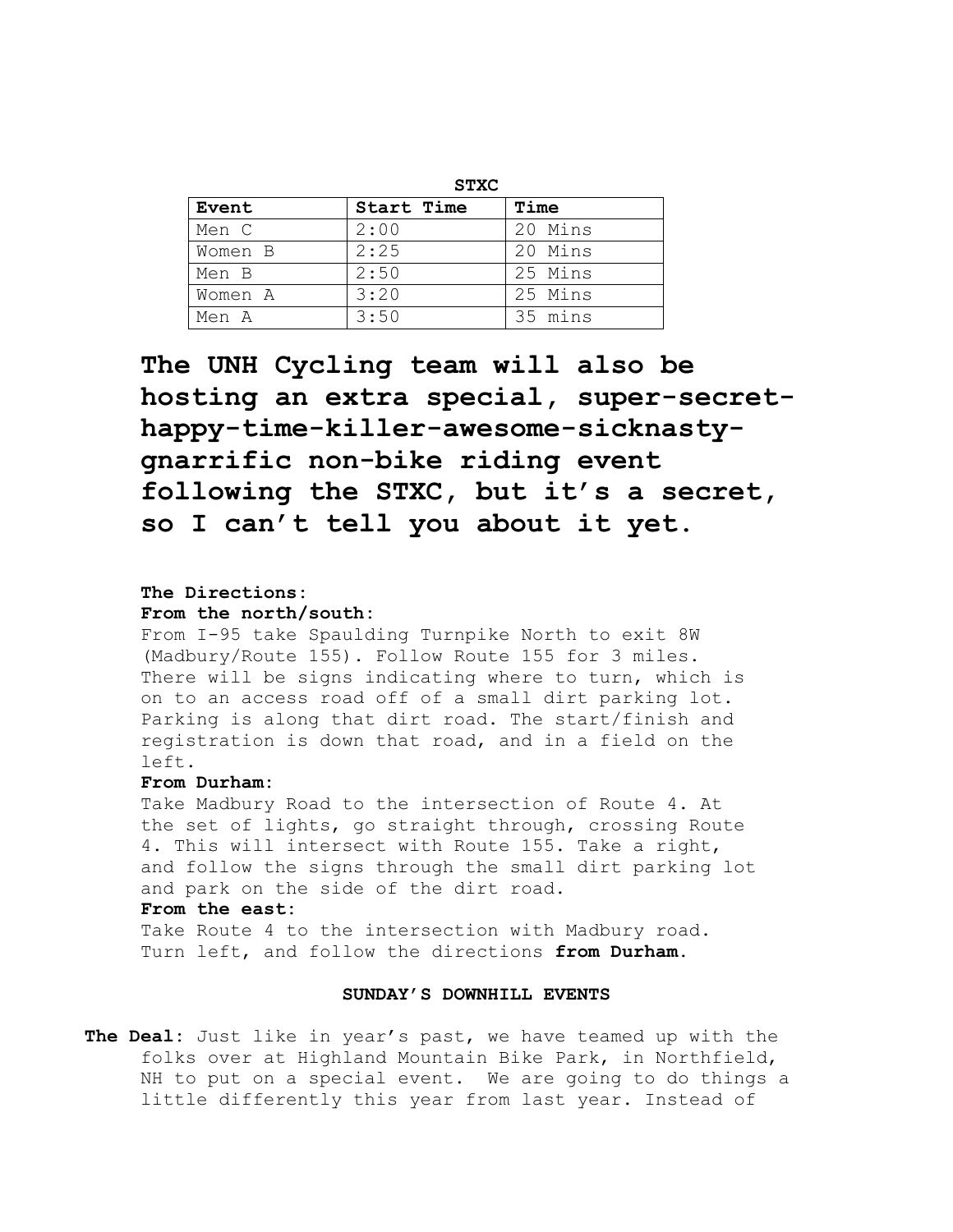**STXC**

| Event | Start Time | Time |
|---|---|---|
| Men C | 2:00 | 20 Mins |
| Women B | 2:25 | 20 Mins |
| Men B | 2:50 | 25 Mins |
| Women A | 3:20 | 25 Mins |
| Men A | 3:50 | 35 mins |

**The UNH Cycling team will also be hosting an extra special, super-secret-happy-time-killer-awesome-sicknasty-gnarrific non-bike riding event following the STXC, but it's a secret, so I can't tell you about it yet.**

**The Directions:**

**From the north/south:**
From I-95 take Spaulding Turnpike North to exit 8W (Madbury/Route 155). Follow Route 155 for 3 miles. There will be signs indicating where to turn, which is on to an access road off of a small dirt parking lot. Parking is along that dirt road. The start/finish and registration is down that road, and in a field on the left.

**From Durham:**
Take Madbury Road to the intersection of Route 4. At the set of lights, go straight through, crossing Route 4. This will intersect with Route 155. Take a right, and follow the signs through the small dirt parking lot and park on the side of the dirt road.

**From the east:**
Take Route 4 to the intersection with Madbury road. Turn left, and follow the directions **from Durham.**

**SUNDAY'S DOWNHILL EVENTS**

**The Deal:** Just like in year's past, we have teamed up with the folks over at Highland Mountain Bike Park, in Northfield, NH to put on a special event. We are going to do things a little differently this year from last year. Instead of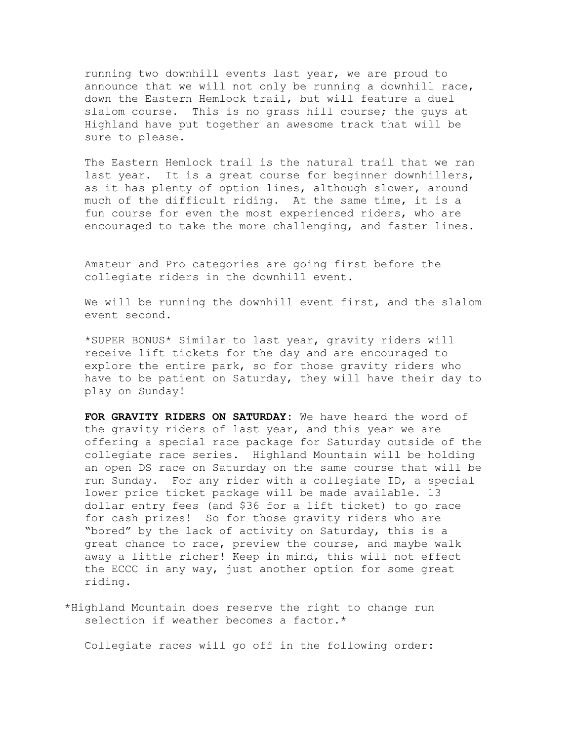running two downhill events last year, we are proud to announce that we will not only be running a downhill race, down the Eastern Hemlock trail, but will feature a duel slalom course. This is no grass hill course; the guys at Highland have put together an awesome track that will be sure to please.

The Eastern Hemlock trail is the natural trail that we ran last year. It is a great course for beginner downhillers, as it has plenty of option lines, although slower, around much of the difficult riding. At the same time, it is a fun course for even the most experienced riders, who are encouraged to take the more challenging, and faster lines.

Amateur and Pro categories are going first before the collegiate riders in the downhill event.

We will be running the downhill event first, and the slalom event second.

*SUPER BONUS* Similar to last year, gravity riders will receive lift tickets for the day and are encouraged to explore the entire park, so for those gravity riders who have to be patient on Saturday, they will have their day to play on Sunday!

**FOR GRAVITY RIDERS ON SATURDAY**: We have heard the word of the gravity riders of last year, and this year we are offering a special race package for Saturday outside of the collegiate race series. Highland Mountain will be holding an open DS race on Saturday on the same course that will be run Sunday. For any rider with a collegiate ID, a special lower price ticket package will be made available. 13 dollar entry fees (and $36 for a lift ticket) to go race for cash prizes! So for those gravity riders who are "bored" by the lack of activity on Saturday, this is a great chance to race, preview the course, and maybe walk away a little richer! Keep in mind, this will not effect the ECCC in any way, just another option for some great riding.

*Highland Mountain does reserve the right to change run selection if weather becomes a factor.*

Collegiate races will go off in the following order: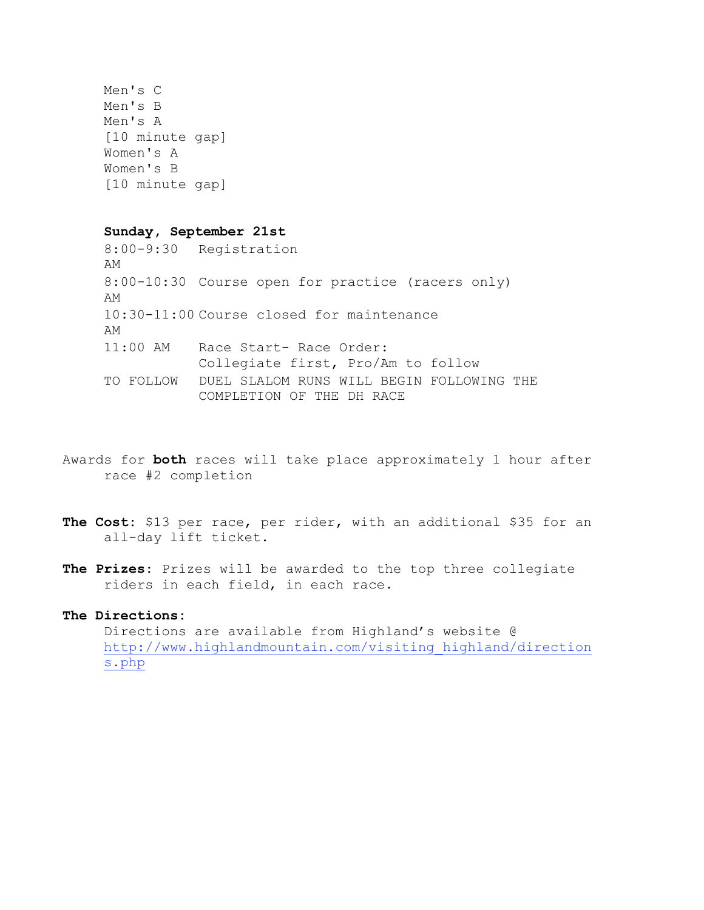Men's C
Men's B
Men's A
[10 minute gap]
Women's A
Women's B
[10 minute gap]

**Sunday, September 21st**

| | |
|---|---|
| 8:00-9:30 AM | Registration |
| 8:00-10:30 AM | Course open for practice (racers only) |
| 10:30-11:00 AM | Course closed for maintenance |
| 11:00 AM | Race Start- Race Order: Collegiate first, Pro/Am to follow |
| TO FOLLOW | DUEL SLALOM RUNS WILL BEGIN FOLLOWING THE COMPLETION OF THE DH RACE |

Awards for **both** races will take place approximately 1 hour after race #2 completion

**The Cost**: $13 per race, per rider, with an additional $35 for an all-day lift ticket.

**The Prizes**: Prizes will be awarded to the top three collegiate riders in each field, in each race.

**The Directions**:

Directions are available from Highland's website @ http://www.highlandmountain.com/visiting_highland/directions.php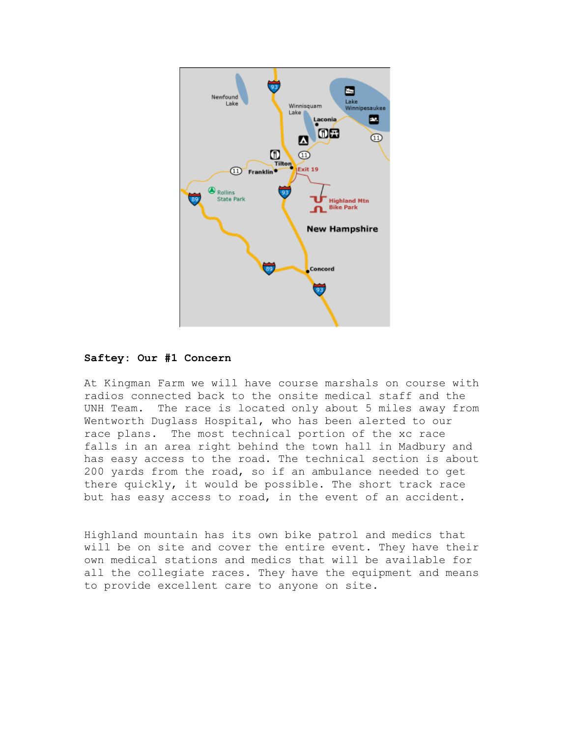**Saftey: Our #1 Concern**

At Kingman Farm we will have course marshals on course with radios connected back to the onsite medical staff and the UNH Team. The race is located only about 5 miles away from Wentworth Duglass Hospital, who has been alerted to our race plans. The most technical portion of the xc race falls in an area right behind the town hall in Madbury and has easy access to the road. The technical section is about 200 yards from the road, so if an ambulance needed to get there quickly, it would be possible. The short track race but has easy access to road, in the event of an accident.

Highland mountain has its own bike patrol and medics that will be on site and cover the entire event. They have their own medical stations and medics that will be available for all the collegiate races. They have the equipment and means to provide excellent care to anyone on site.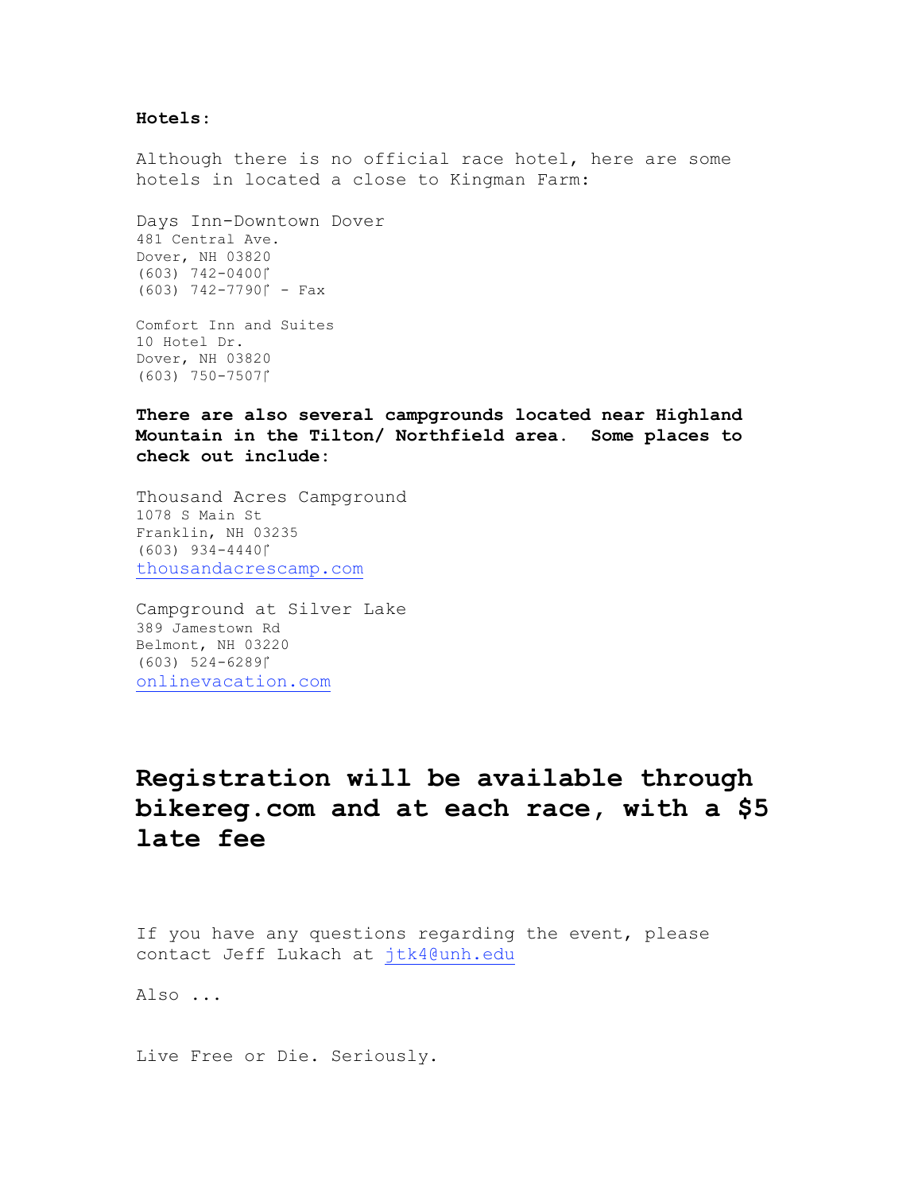**Hotels**:

Although there is no official race hotel, here are some hotels in located a close to Kingman Farm:

Days Inn-Downtown Dover
481 Central Ave.
Dover, NH 03820
(603) 742-0400
(603) 742-7790 - Fax

Comfort Inn and Suites
10 Hotel Dr.
Dover, NH 03820
(603) 750-7507

**There are also several campgrounds located near Highland Mountain in the Tilton/ Northfield area. Some places to check out include:**

Thousand Acres Campground
1078 S Main St
Franklin, NH 03235
(603) 934-4440
thousandacrescamp.com

Campground at Silver Lake
389 Jamestown Rd
Belmont, NH 03220
(603) 524-6289
onlinevacation.com

## Registration will be available through bikereg.com and at each race, with a $5 late fee

If you have any questions regarding the event, please contact Jeff Lukach at jtk4@unh.edu

Also ...

Live Free or Die. Seriously.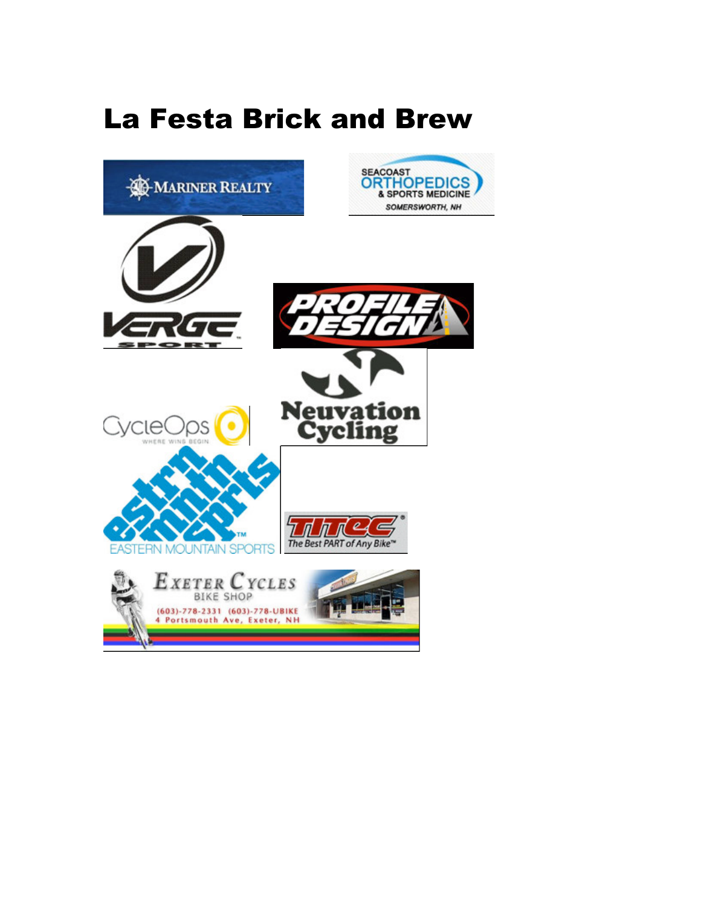# La Festa Brick and Brew

MARINER REALTY

SEACOAST ORTHOPEDICS & SPORTS MEDICINE
SOMERSWORTH, NH

VERGE SPORT

PROFILE DESIGN

Neuvation Cycling

CycleOps
WHERE WINS BEGIN

estrn mntn sprts
EASTERN MOUNTAIN SPORTS

TITEC
The Best PART of Any Bike™

EXETER CYCLES
BIKE SHOP
(603)-778-2331 (603)-778-UBIKE
4 Portsmouth Ave, Exeter, NH